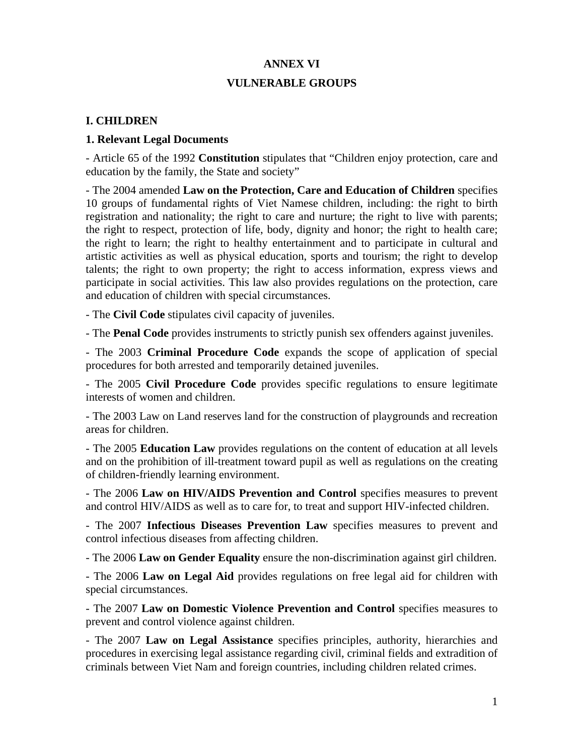# ANNEX VI

# VULNERABLE GROUPS

## I. CHILDREN

### 1. Relevant Legal Documents

- Article 65 of the 1992 **Constitution** stipulates that "Children enjoy protection, care and education by the family, the State and society"

- The 2004 amended **Law on the Protection, Care and Education of Children** specifies 10 groups of fundamental rights of Viet Namese children, including: the right to birth registration and nationality; the right to care and nurture; the right to live with parents; the right to respect, protection of life, body, dignity and honor; the right to health care; the right to learn; the right to healthy entertainment and to participate in cultural and artistic activities as well as physical education, sports and tourism; the right to develop talents; the right to own property; the right to access information, express views and participate in social activities. This law also provides regulations on the protection, care and education of children with special circumstances.

- The **Civil Code** stipulates civil capacity of juveniles.

- The **Penal Code** provides instruments to strictly punish sex offenders against juveniles.

- The 2003 **Criminal Procedure Code** expands the scope of application of special procedures for both arrested and temporarily detained juveniles.

- The 2005 **Civil Procedure Code** provides specific regulations to ensure legitimate interests of women and children.

- The 2003 Law on Land reserves land for the construction of playgrounds and recreation areas for children.

- The 2005 **Education Law** provides regulations on the content of education at all levels and on the prohibition of ill-treatment toward pupil as well as regulations on the creating of children-friendly learning environment.

- The 2006 **Law on HIV/AIDS Prevention and Control** specifies measures to prevent and control HIV/AIDS as well as to care for, to treat and support HIV-infected children.

- The 2007 **Infectious Diseases Prevention Law** specifies measures to prevent and control infectious diseases from affecting children.

- The 2006 **Law on Gender Equality** ensure the non-discrimination against girl children.

- The 2006 **Law on Legal Aid** provides regulations on free legal aid for children with special circumstances.

- The 2007 **Law on Domestic Violence Prevention and Control** specifies measures to prevent and control violence against children.

- The 2007 **Law on Legal Assistance** specifies principles, authority, hierarchies and procedures in exercising legal assistance regarding civil, criminal fields and extradition of criminals between Viet Nam and foreign countries, including children related crimes.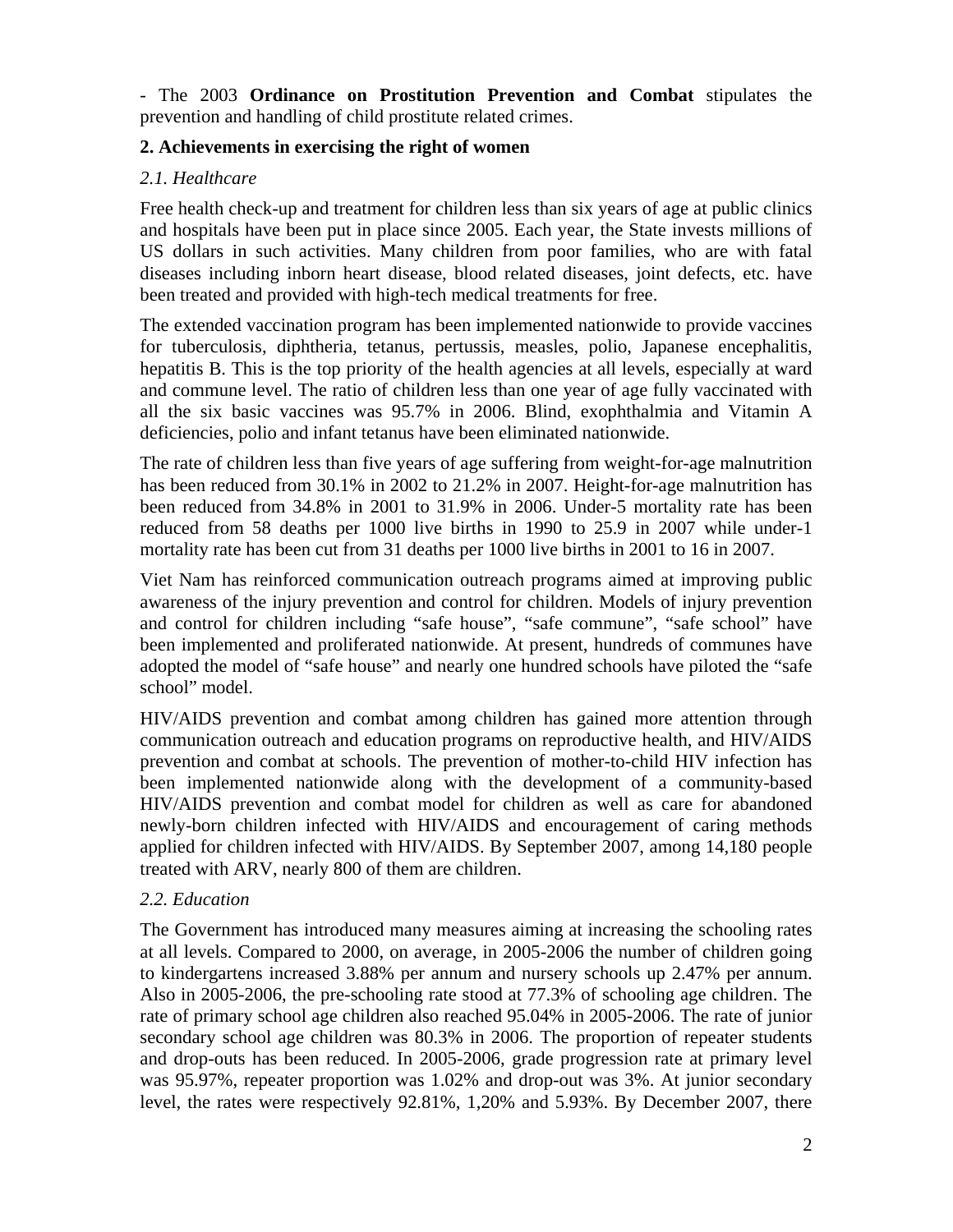- The 2003 **Ordinance on Prostitution Prevention and Combat** stipulates the prevention and handling of child prostitute related crimes.

### 2. Achievements in exercising the right of women

#### *2.1. Healthcare*

Free health check-up and treatment for children less than six years of age at public clinics and hospitals have been put in place since 2005. Each year, the State invests millions of US dollars in such activities. Many children from poor families, who are with fatal diseases including inborn heart disease, blood related diseases, joint defects, etc. have been treated and provided with high-tech medical treatments for free.

The extended vaccination program has been implemented nationwide to provide vaccines for tuberculosis, diphtheria, tetanus, pertussis, measles, polio, Japanese encephalitis, hepatitis B. This is the top priority of the health agencies at all levels, especially at ward and commune level. The ratio of children less than one year of age fully vaccinated with all the six basic vaccines was 95.7% in 2006. Blind, exophthalmia and Vitamin A deficiencies, polio and infant tetanus have been eliminated nationwide.

The rate of children less than five years of age suffering from weight-for-age malnutrition has been reduced from 30.1% in 2002 to 21.2% in 2007. Height-for-age malnutrition has been reduced from 34.8% in 2001 to 31.9% in 2006. Under-5 mortality rate has been reduced from 58 deaths per 1000 live births in 1990 to 25.9 in 2007 while under-1 mortality rate has been cut from 31 deaths per 1000 live births in 2001 to 16 in 2007.

Viet Nam has reinforced communication outreach programs aimed at improving public awareness of the injury prevention and control for children. Models of injury prevention and control for children including "safe house", "safe commune", "safe school" have been implemented and proliferated nationwide. At present, hundreds of communes have adopted the model of "safe house" and nearly one hundred schools have piloted the "safe school" model.

HIV/AIDS prevention and combat among children has gained more attention through communication outreach and education programs on reproductive health, and HIV/AIDS prevention and combat at schools. The prevention of mother-to-child HIV infection has been implemented nationwide along with the development of a community-based HIV/AIDS prevention and combat model for children as well as care for abandoned newly-born children infected with HIV/AIDS and encouragement of caring methods applied for children infected with HIV/AIDS. By September 2007, among 14,180 people treated with ARV, nearly 800 of them are children.

#### *2.2. Education*

The Government has introduced many measures aiming at increasing the schooling rates at all levels. Compared to 2000, on average, in 2005-2006 the number of children going to kindergartens increased 3.88% per annum and nursery schools up 2.47% per annum. Also in 2005-2006, the pre-schooling rate stood at 77.3% of schooling age children. The rate of primary school age children also reached 95.04% in 2005-2006. The rate of junior secondary school age children was 80.3% in 2006. The proportion of repeater students and drop-outs has been reduced. In 2005-2006, grade progression rate at primary level was 95.97%, repeater proportion was 1.02% and drop-out was 3%. At junior secondary level, the rates were respectively 92.81%, 1,20% and 5.93%. By December 2007, there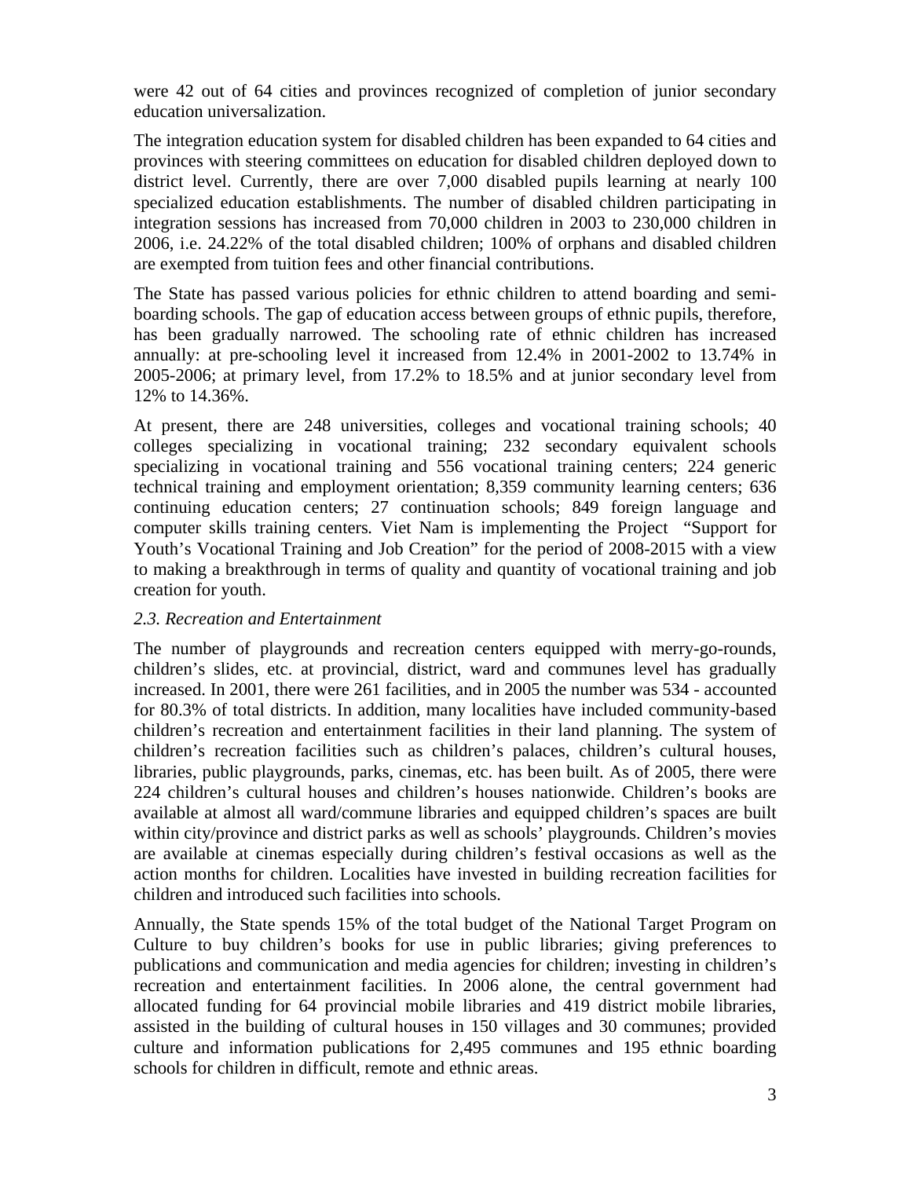were 42 out of 64 cities and provinces recognized of completion of junior secondary education universalization.

The integration education system for disabled children has been expanded to 64 cities and provinces with steering committees on education for disabled children deployed down to district level. Currently, there are over 7,000 disabled pupils learning at nearly 100 specialized education establishments. The number of disabled children participating in integration sessions has increased from 70,000 children in 2003 to 230,000 children in 2006, i.e. 24.22% of the total disabled children; 100% of orphans and disabled children are exempted from tuition fees and other financial contributions.

The State has passed various policies for ethnic children to attend boarding and semi-boarding schools. The gap of education access between groups of ethnic pupils, therefore, has been gradually narrowed. The schooling rate of ethnic children has increased annually: at pre-schooling level it increased from 12.4% in 2001-2002 to 13.74% in 2005-2006; at primary level, from 17.2% to 18.5% and at junior secondary level from 12% to 14.36%.

At present, there are 248 universities, colleges and vocational training schools; 40 colleges specializing in vocational training; 232 secondary equivalent schools specializing in vocational training and 556 vocational training centers; 224 generic technical training and employment orientation; 8,359 community learning centers; 636 continuing education centers; 27 continuation schools; 849 foreign language and computer skills training centers. Viet Nam is implementing the Project "Support for Youth's Vocational Training and Job Creation" for the period of 2008-2015 with a view to making a breakthrough in terms of quality and quantity of vocational training and job creation for youth.

### *2.3. Recreation and Entertainment*

The number of playgrounds and recreation centers equipped with merry-go-rounds, children's slides, etc. at provincial, district, ward and communes level has gradually increased. In 2001, there were 261 facilities, and in 2005 the number was 534 - accounted for 80.3% of total districts. In addition, many localities have included community-based children's recreation and entertainment facilities in their land planning. The system of children's recreation facilities such as children's palaces, children's cultural houses, libraries, public playgrounds, parks, cinemas, etc. has been built. As of 2005, there were 224 children's cultural houses and children's houses nationwide. Children's books are available at almost all ward/commune libraries and equipped children's spaces are built within city/province and district parks as well as schools' playgrounds. Children's movies are available at cinemas especially during children's festival occasions as well as the action months for children. Localities have invested in building recreation facilities for children and introduced such facilities into schools.

Annually, the State spends 15% of the total budget of the National Target Program on Culture to buy children's books for use in public libraries; giving preferences to publications and communication and media agencies for children; investing in children's recreation and entertainment facilities. In 2006 alone, the central government had allocated funding for 64 provincial mobile libraries and 419 district mobile libraries, assisted in the building of cultural houses in 150 villages and 30 communes; provided culture and information publications for 2,495 communes and 195 ethnic boarding schools for children in difficult, remote and ethnic areas.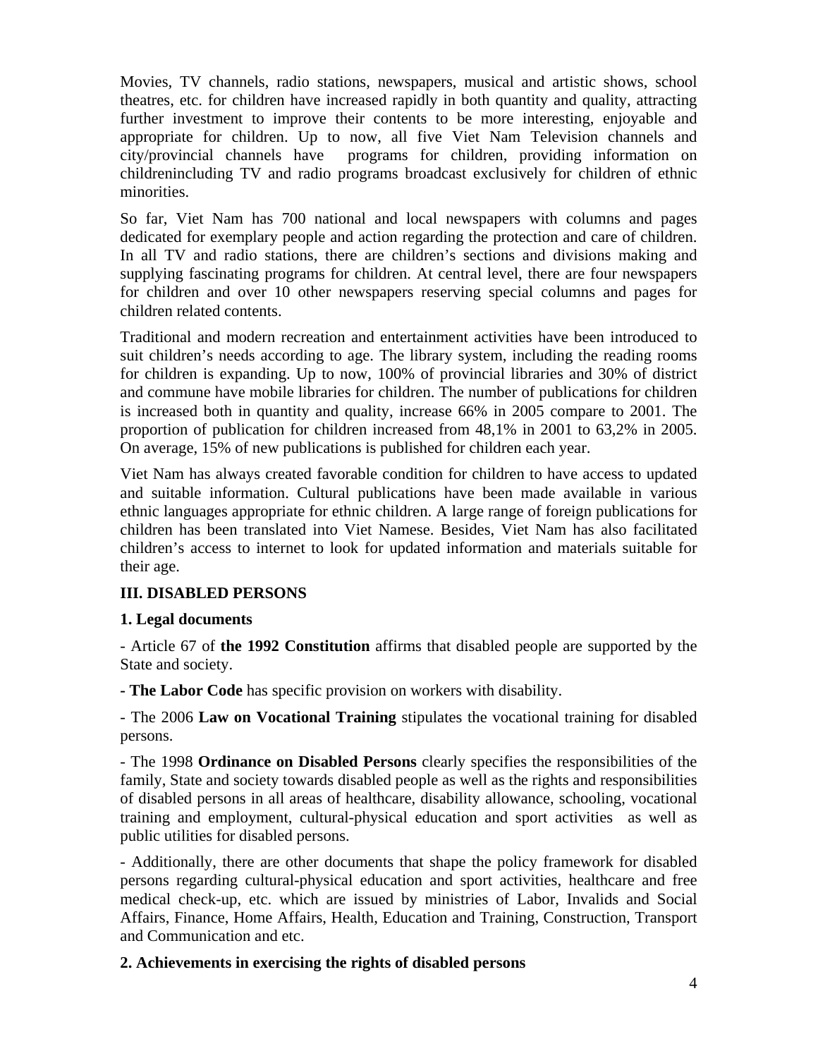Movies, TV channels, radio stations, newspapers, musical and artistic shows, school theatres, etc. for children have increased rapidly in both quantity and quality, attracting further investment to improve their contents to be more interesting, enjoyable and appropriate for children. Up to now, all five Viet Nam Television channels and city/provincial channels have programs for children, providing information on childrenincluding TV and radio programs broadcast exclusively for children of ethnic minorities.

So far, Viet Nam has 700 national and local newspapers with columns and pages dedicated for exemplary people and action regarding the protection and care of children. In all TV and radio stations, there are children's sections and divisions making and supplying fascinating programs for children. At central level, there are four newspapers for children and over 10 other newspapers reserving special columns and pages for children related contents.

Traditional and modern recreation and entertainment activities have been introduced to suit children's needs according to age. The library system, including the reading rooms for children is expanding. Up to now, 100% of provincial libraries and 30% of district and commune have mobile libraries for children. The number of publications for children is increased both in quantity and quality, increase 66% in 2005 compare to 2001. The proportion of publication for children increased from 48,1% in 2001 to 63,2% in 2005. On average, 15% of new publications is published for children each year.

Viet Nam has always created favorable condition for children to have access to updated and suitable information. Cultural publications have been made available in various ethnic languages appropriate for ethnic children. A large range of foreign publications for children has been translated into Viet Namese. Besides, Viet Nam has also facilitated children's access to internet to look for updated information and materials suitable for their age.

## III. DISABLED PERSONS

### 1. Legal documents

- Article 67 of **the 1992 Constitution** affirms that disabled people are supported by the State and society.

- **The Labor Code** has specific provision on workers with disability.

- The 2006 **Law on Vocational Training** stipulates the vocational training for disabled persons.

- The 1998 **Ordinance on Disabled Persons** clearly specifies the responsibilities of the family, State and society towards disabled people as well as the rights and responsibilities of disabled persons in all areas of healthcare, disability allowance, schooling, vocational training and employment, cultural-physical education and sport activities as well as public utilities for disabled persons.

- Additionally, there are other documents that shape the policy framework for disabled persons regarding cultural-physical education and sport activities, healthcare and free medical check-up, etc. which are issued by ministries of Labor, Invalids and Social Affairs, Finance, Home Affairs, Health, Education and Training, Construction, Transport and Communication and etc.

### 2. Achievements in exercising the rights of disabled persons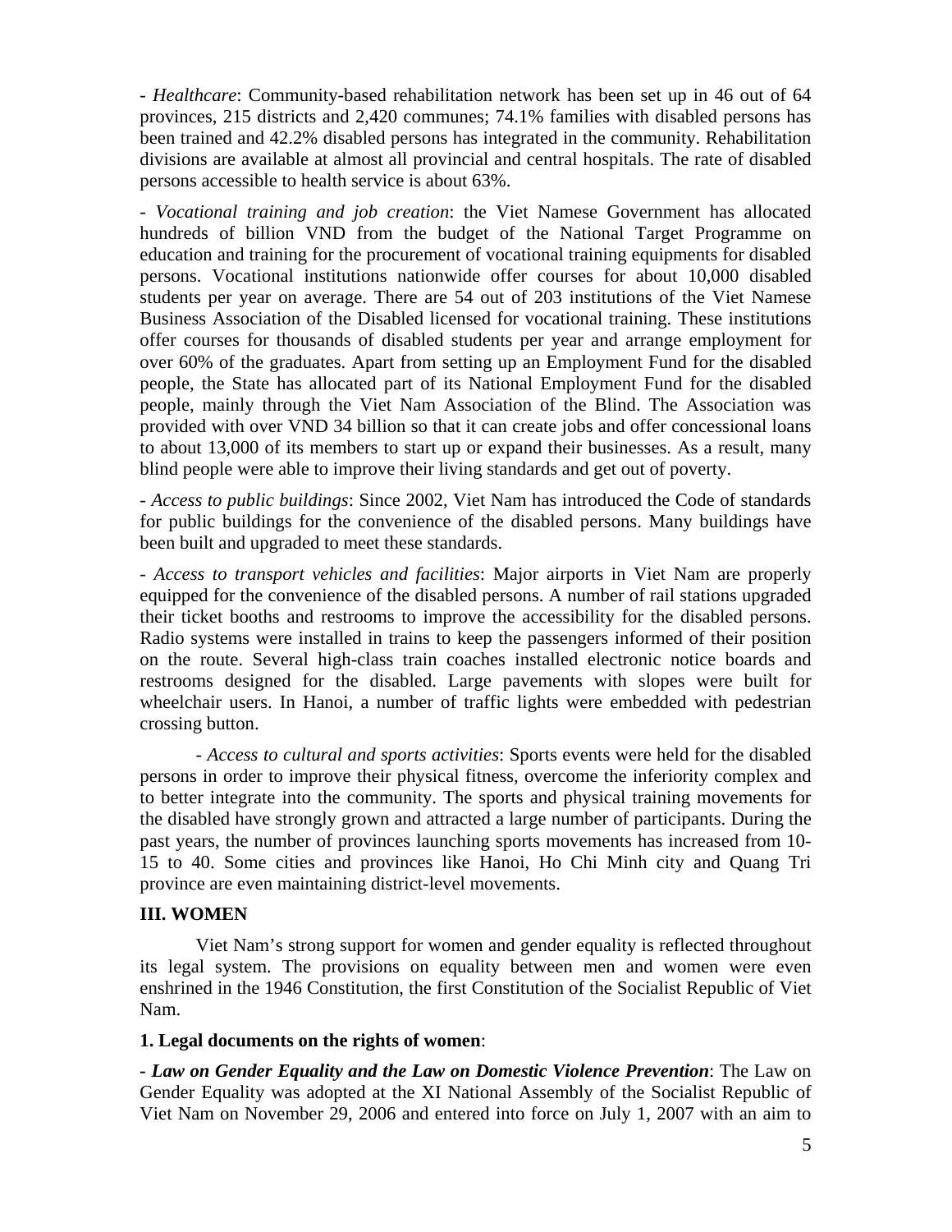- *Healthcare*: Community-based rehabilitation network has been set up in 46 out of 64 provinces, 215 districts and 2,420 communes; 74.1% families with disabled persons has been trained and 42.2% disabled persons has integrated in the community. Rehabilitation divisions are available at almost all provincial and central hospitals. The rate of disabled persons accessible to health service is about 63%.

- *Vocational training and job creation*: the Viet Namese Government has allocated hundreds of billion VND from the budget of the National Target Programme on education and training for the procurement of vocational training equipments for disabled persons. Vocational institutions nationwide offer courses for about 10,000 disabled students per year on average. There are 54 out of 203 institutions of the Viet Namese Business Association of the Disabled licensed for vocational training. These institutions offer courses for thousands of disabled students per year and arrange employment for over 60% of the graduates. Apart from setting up an Employment Fund for the disabled people, the State has allocated part of its National Employment Fund for the disabled people, mainly through the Viet Nam Association of the Blind. The Association was provided with over VND 34 billion so that it can create jobs and offer concessional loans to about 13,000 of its members to start up or expand their businesses. As a result, many blind people were able to improve their living standards and get out of poverty.

- *Access to public buildings*: Since 2002, Viet Nam has introduced the Code of standards for public buildings for the convenience of the disabled persons. Many buildings have been built and upgraded to meet these standards.

- *Access to transport vehicles and facilities*: Major airports in Viet Nam are properly equipped for the convenience of the disabled persons. A number of rail stations upgraded their ticket booths and restrooms to improve the accessibility for the disabled persons. Radio systems were installed in trains to keep the passengers informed of their position on the route. Several high-class train coaches installed electronic notice boards and restrooms designed for the disabled. Large pavements with slopes were built for wheelchair users. In Hanoi, a number of traffic lights were embedded with pedestrian crossing button.

- *Access to cultural and sports activities*: Sports events were held for the disabled persons in order to improve their physical fitness, overcome the inferiority complex and to better integrate into the community. The sports and physical training movements for the disabled have strongly grown and attracted a large number of participants. During the past years, the number of provinces launching sports movements has increased from 10-15 to 40. Some cities and provinces like Hanoi, Ho Chi Minh city and Quang Tri province are even maintaining district-level movements.

## III. WOMEN

Viet Nam's strong support for women and gender equality is reflected throughout its legal system. The provisions on equality between men and women were even enshrined in the 1946 Constitution, the first Constitution of the Socialist Republic of Viet Nam.

### 1. Legal documents on the rights of women:

***- Law on Gender Equality and the Law on Domestic Violence Prevention***: The Law on Gender Equality was adopted at the XI National Assembly of the Socialist Republic of Viet Nam on November 29, 2006 and entered into force on July 1, 2007 with an aim to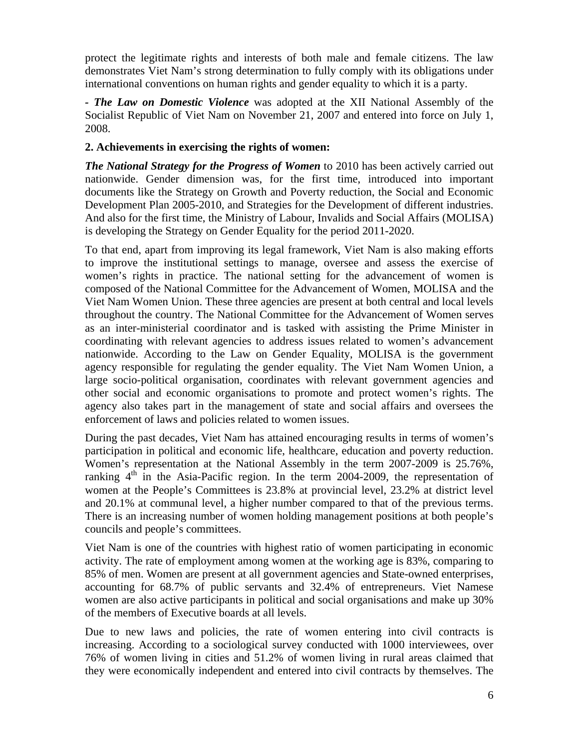protect the legitimate rights and interests of both male and female citizens. The law demonstrates Viet Nam's strong determination to fully comply with its obligations under international conventions on human rights and gender equality to which it is a party.

- ***The Law on Domestic Violence*** was adopted at the XII National Assembly of the Socialist Republic of Viet Nam on November 21, 2007 and entered into force on July 1, 2008.

**2. Achievements in exercising the rights of women:**

***The National Strategy for the Progress of Women*** to 2010 has been actively carried out nationwide. Gender dimension was, for the first time, introduced into important documents like the Strategy on Growth and Poverty reduction, the Social and Economic Development Plan 2005-2010, and Strategies for the Development of different industries. And also for the first time, the Ministry of Labour, Invalids and Social Affairs (MOLISA) is developing the Strategy on Gender Equality for the period 2011-2020.

To that end, apart from improving its legal framework, Viet Nam is also making efforts to improve the institutional settings to manage, oversee and assess the exercise of women's rights in practice. The national setting for the advancement of women is composed of the National Committee for the Advancement of Women, MOLISA and the Viet Nam Women Union. These three agencies are present at both central and local levels throughout the country. The National Committee for the Advancement of Women serves as an inter-ministerial coordinator and is tasked with assisting the Prime Minister in coordinating with relevant agencies to address issues related to women's advancement nationwide. According to the Law on Gender Equality, MOLISA is the government agency responsible for regulating the gender equality. The Viet Nam Women Union, a large socio-political organisation, coordinates with relevant government agencies and other social and economic organisations to promote and protect women's rights. The agency also takes part in the management of state and social affairs and oversees the enforcement of laws and policies related to women issues.

During the past decades, Viet Nam has attained encouraging results in terms of women's participation in political and economic life, healthcare, education and poverty reduction. Women's representation at the National Assembly in the term 2007-2009 is 25.76%, ranking 4th in the Asia-Pacific region. In the term 2004-2009, the representation of women at the People's Committees is 23.8% at provincial level, 23.2% at district level and 20.1% at communal level, a higher number compared to that of the previous terms. There is an increasing number of women holding management positions at both people's councils and people's committees.

Viet Nam is one of the countries with highest ratio of women participating in economic activity. The rate of employment among women at the working age is 83%, comparing to 85% of men. Women are present at all government agencies and State-owned enterprises, accounting for 68.7% of public servants and 32.4% of entrepreneurs. Viet Namese women are also active participants in political and social organisations and make up 30% of the members of Executive boards at all levels.

Due to new laws and policies, the rate of women entering into civil contracts is increasing. According to a sociological survey conducted with 1000 interviewees, over 76% of women living in cities and 51.2% of women living in rural areas claimed that they were economically independent and entered into civil contracts by themselves. The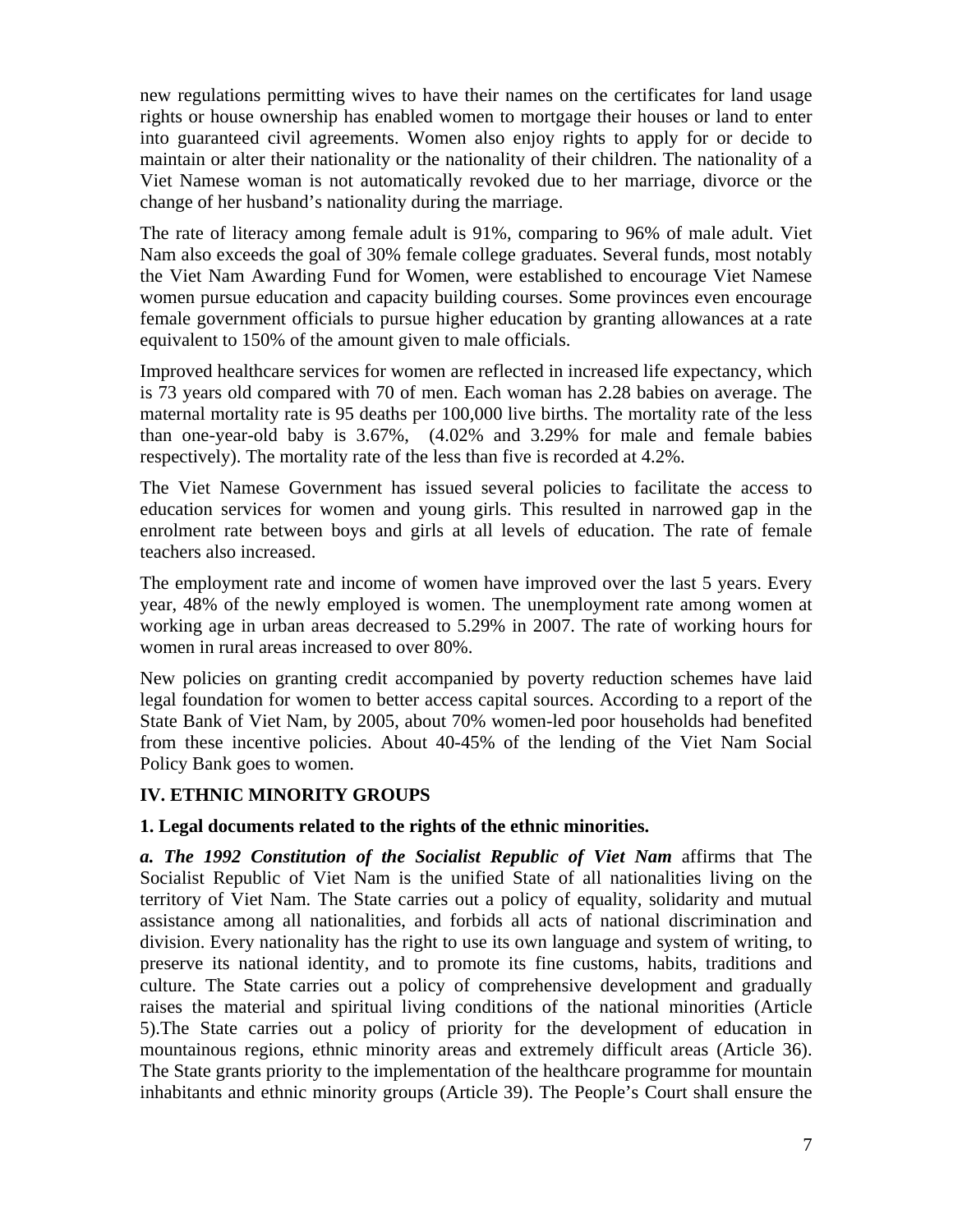new regulations permitting wives to have their names on the certificates for land usage rights or house ownership has enabled women to mortgage their houses or land to enter into guaranteed civil agreements. Women also enjoy rights to apply for or decide to maintain or alter their nationality or the nationality of their children. The nationality of a Viet Namese woman is not automatically revoked due to her marriage, divorce or the change of her husband's nationality during the marriage.

The rate of literacy among female adult is 91%, comparing to 96% of male adult. Viet Nam also exceeds the goal of 30% female college graduates. Several funds, most notably the Viet Nam Awarding Fund for Women, were established to encourage Viet Namese women pursue education and capacity building courses. Some provinces even encourage female government officials to pursue higher education by granting allowances at a rate equivalent to 150% of the amount given to male officials.

Improved healthcare services for women are reflected in increased life expectancy, which is 73 years old compared with 70 of men. Each woman has 2.28 babies on average. The maternal mortality rate is 95 deaths per 100,000 live births. The mortality rate of the less than one-year-old baby is 3.67%, (4.02% and 3.29% for male and female babies respectively). The mortality rate of the less than five is recorded at 4.2%.

The Viet Namese Government has issued several policies to facilitate the access to education services for women and young girls. This resulted in narrowed gap in the enrolment rate between boys and girls at all levels of education. The rate of female teachers also increased.

The employment rate and income of women have improved over the last 5 years. Every year, 48% of the newly employed is women. The unemployment rate among women at working age in urban areas decreased to 5.29% in 2007. The rate of working hours for women in rural areas increased to over 80%.

New policies on granting credit accompanied by poverty reduction schemes have laid legal foundation for women to better access capital sources. According to a report of the State Bank of Viet Nam, by 2005, about 70% women-led poor households had benefited from these incentive policies. About 40-45% of the lending of the Viet Nam Social Policy Bank goes to women.

## IV. ETHNIC MINORITY GROUPS

### 1. Legal documents related to the rights of the ethnic minorities.

***a. The 1992 Constitution of the Socialist Republic of Viet Nam*** affirms that The Socialist Republic of Viet Nam is the unified State of all nationalities living on the territory of Viet Nam. The State carries out a policy of equality, solidarity and mutual assistance among all nationalities, and forbids all acts of national discrimination and division. Every nationality has the right to use its own language and system of writing, to preserve its national identity, and to promote its fine customs, habits, traditions and culture. The State carries out a policy of comprehensive development and gradually raises the material and spiritual living conditions of the national minorities (Article 5).The State carries out a policy of priority for the development of education in mountainous regions, ethnic minority areas and extremely difficult areas (Article 36). The State grants priority to the implementation of the healthcare programme for mountain inhabitants and ethnic minority groups (Article 39). The People's Court shall ensure the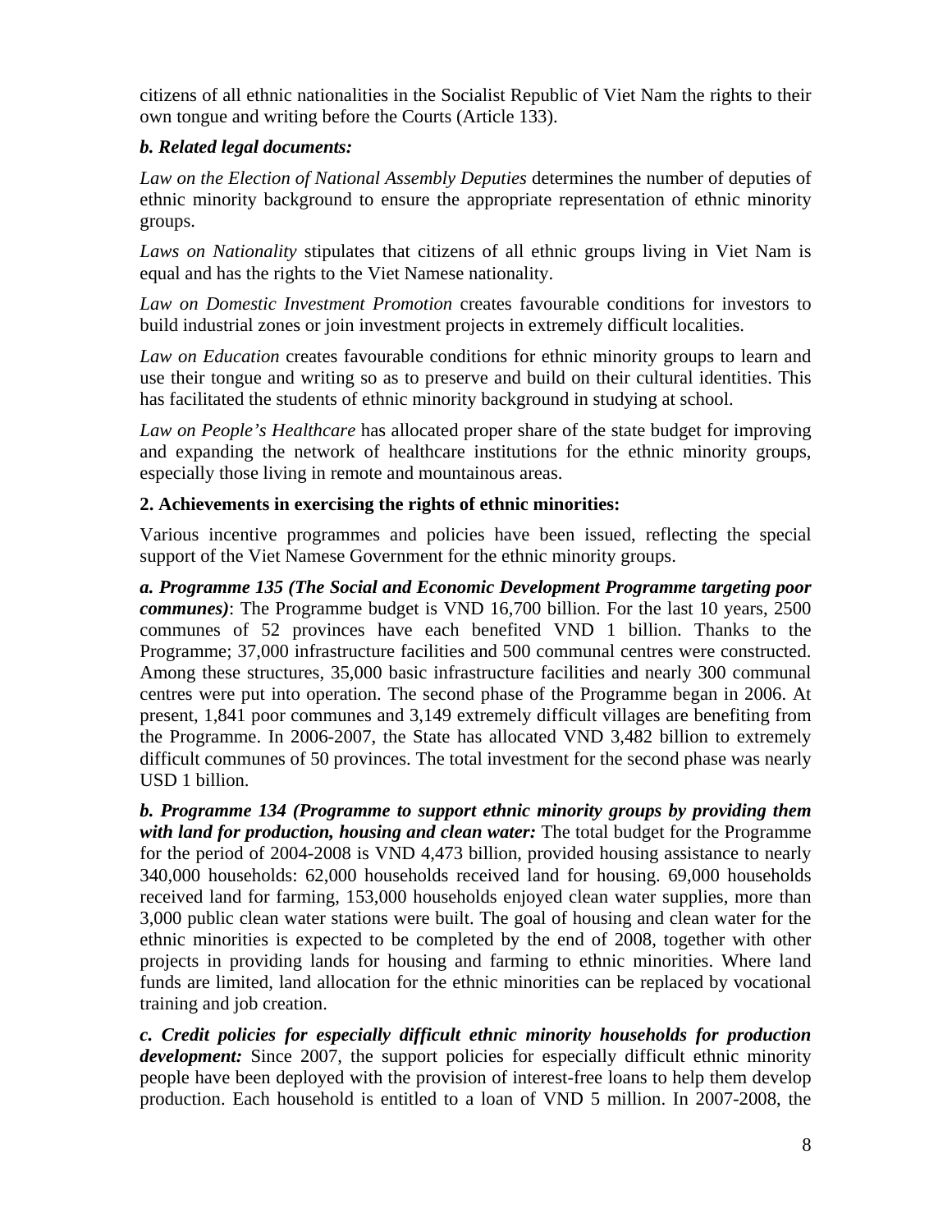citizens of all ethnic nationalities in the Socialist Republic of Viet Nam the rights to their own tongue and writing before the Courts (Article 133).

***b. Related legal documents:***

*Law on the Election of National Assembly Deputies* determines the number of deputies of ethnic minority background to ensure the appropriate representation of ethnic minority groups.

*Laws on Nationality* stipulates that citizens of all ethnic groups living in Viet Nam is equal and has the rights to the Viet Namese nationality.

*Law on Domestic Investment Promotion* creates favourable conditions for investors to build industrial zones or join investment projects in extremely difficult localities.

*Law on Education* creates favourable conditions for ethnic minority groups to learn and use their tongue and writing so as to preserve and build on their cultural identities. This has facilitated the students of ethnic minority background in studying at school.

*Law on People's Healthcare* has allocated proper share of the state budget for improving and expanding the network of healthcare institutions for the ethnic minority groups, especially those living in remote and mountainous areas.

**2. Achievements in exercising the rights of ethnic minorities:**

Various incentive programmes and policies have been issued, reflecting the special support of the Viet Namese Government for the ethnic minority groups.

***a. Programme 135 (The Social and Economic Development Programme targeting poor communes)***: The Programme budget is VND 16,700 billion. For the last 10 years, 2500 communes of 52 provinces have each benefited VND 1 billion. Thanks to the Programme; 37,000 infrastructure facilities and 500 communal centres were constructed. Among these structures, 35,000 basic infrastructure facilities and nearly 300 communal centres were put into operation. The second phase of the Programme began in 2006. At present, 1,841 poor communes and 3,149 extremely difficult villages are benefiting from the Programme. In 2006-2007, the State has allocated VND 3,482 billion to extremely difficult communes of 50 provinces. The total investment for the second phase was nearly USD 1 billion.

***b. Programme 134 (Programme to support ethnic minority groups by providing them with land for production, housing and clean water:*** The total budget for the Programme for the period of 2004-2008 is VND 4,473 billion, provided housing assistance to nearly 340,000 households: 62,000 households received land for housing. 69,000 households received land for farming, 153,000 households enjoyed clean water supplies, more than 3,000 public clean water stations were built. The goal of housing and clean water for the ethnic minorities is expected to be completed by the end of 2008, together with other projects in providing lands for housing and farming to ethnic minorities. Where land funds are limited, land allocation for the ethnic minorities can be replaced by vocational training and job creation.

***c. Credit policies for especially difficult ethnic minority households for production development:*** Since 2007, the support policies for especially difficult ethnic minority people have been deployed with the provision of interest-free loans to help them develop production. Each household is entitled to a loan of VND 5 million. In 2007-2008, the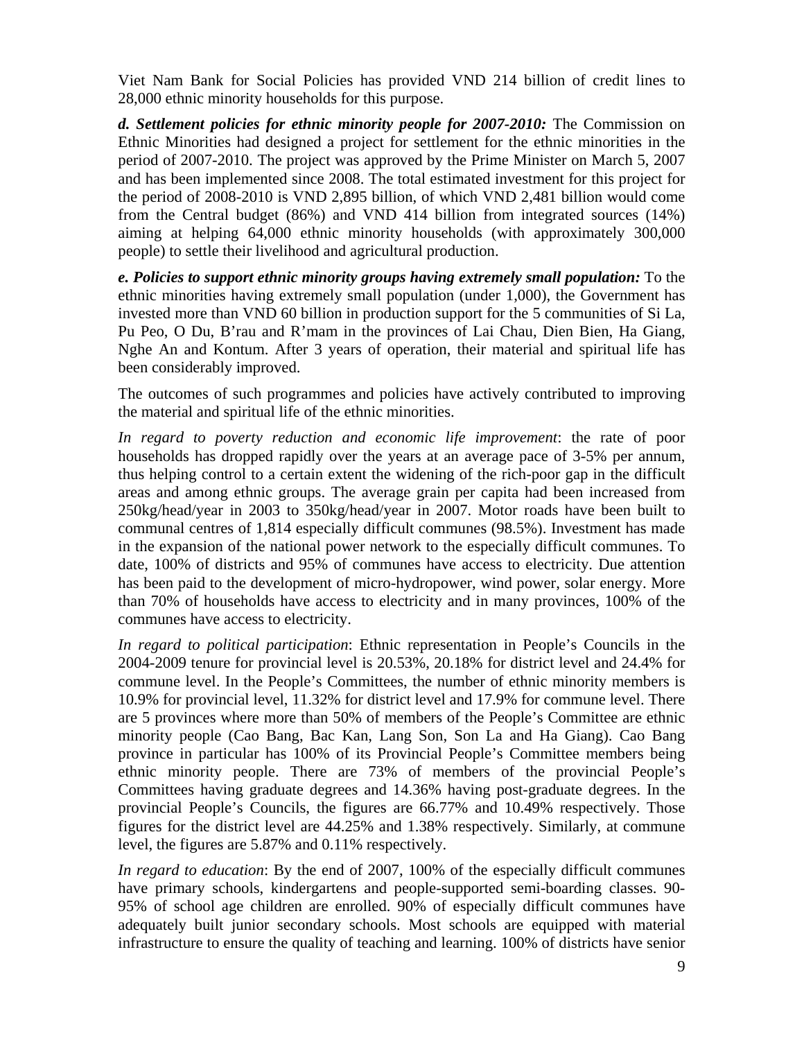Viet Nam Bank for Social Policies has provided VND 214 billion of credit lines to 28,000 ethnic minority households for this purpose.

***d. Settlement policies for ethnic minority people for 2007-2010:*** The Commission on Ethnic Minorities had designed a project for settlement for the ethnic minorities in the period of 2007-2010. The project was approved by the Prime Minister on March 5, 2007 and has been implemented since 2008. The total estimated investment for this project for the period of 2008-2010 is VND 2,895 billion, of which VND 2,481 billion would come from the Central budget (86%) and VND 414 billion from integrated sources (14%) aiming at helping 64,000 ethnic minority households (with approximately 300,000 people) to settle their livelihood and agricultural production.

***e. Policies to support ethnic minority groups having extremely small population:*** To the ethnic minorities having extremely small population (under 1,000), the Government has invested more than VND 60 billion in production support for the 5 communities of Si La, Pu Peo, O Du, B'rau and R'mam in the provinces of Lai Chau, Dien Bien, Ha Giang, Nghe An and Kontum. After 3 years of operation, their material and spiritual life has been considerably improved.

The outcomes of such programmes and policies have actively contributed to improving the material and spiritual life of the ethnic minorities.

*In regard to poverty reduction and economic life improvement*: the rate of poor households has dropped rapidly over the years at an average pace of 3-5% per annum, thus helping control to a certain extent the widening of the rich-poor gap in the difficult areas and among ethnic groups. The average grain per capita had been increased from 250kg/head/year in 2003 to 350kg/head/year in 2007. Motor roads have been built to communal centres of 1,814 especially difficult communes (98.5%). Investment has made in the expansion of the national power network to the especially difficult communes. To date, 100% of districts and 95% of communes have access to electricity. Due attention has been paid to the development of micro-hydropower, wind power, solar energy. More than 70% of households have access to electricity and in many provinces, 100% of the communes have access to electricity.

*In regard to political participation*: Ethnic representation in People's Councils in the 2004-2009 tenure for provincial level is 20.53%, 20.18% for district level and 24.4% for commune level. In the People's Committees, the number of ethnic minority members is 10.9% for provincial level, 11.32% for district level and 17.9% for commune level. There are 5 provinces where more than 50% of members of the People's Committee are ethnic minority people (Cao Bang, Bac Kan, Lang Son, Son La and Ha Giang). Cao Bang province in particular has 100% of its Provincial People's Committee members being ethnic minority people. There are 73% of members of the provincial People's Committees having graduate degrees and 14.36% having post-graduate degrees. In the provincial People's Councils, the figures are 66.77% and 10.49% respectively. Those figures for the district level are 44.25% and 1.38% respectively. Similarly, at commune level, the figures are 5.87% and 0.11% respectively.

*In regard to education*: By the end of 2007, 100% of the especially difficult communes have primary schools, kindergartens and people-supported semi-boarding classes. 90-95% of school age children are enrolled. 90% of especially difficult communes have adequately built junior secondary schools. Most schools are equipped with material infrastructure to ensure the quality of teaching and learning. 100% of districts have senior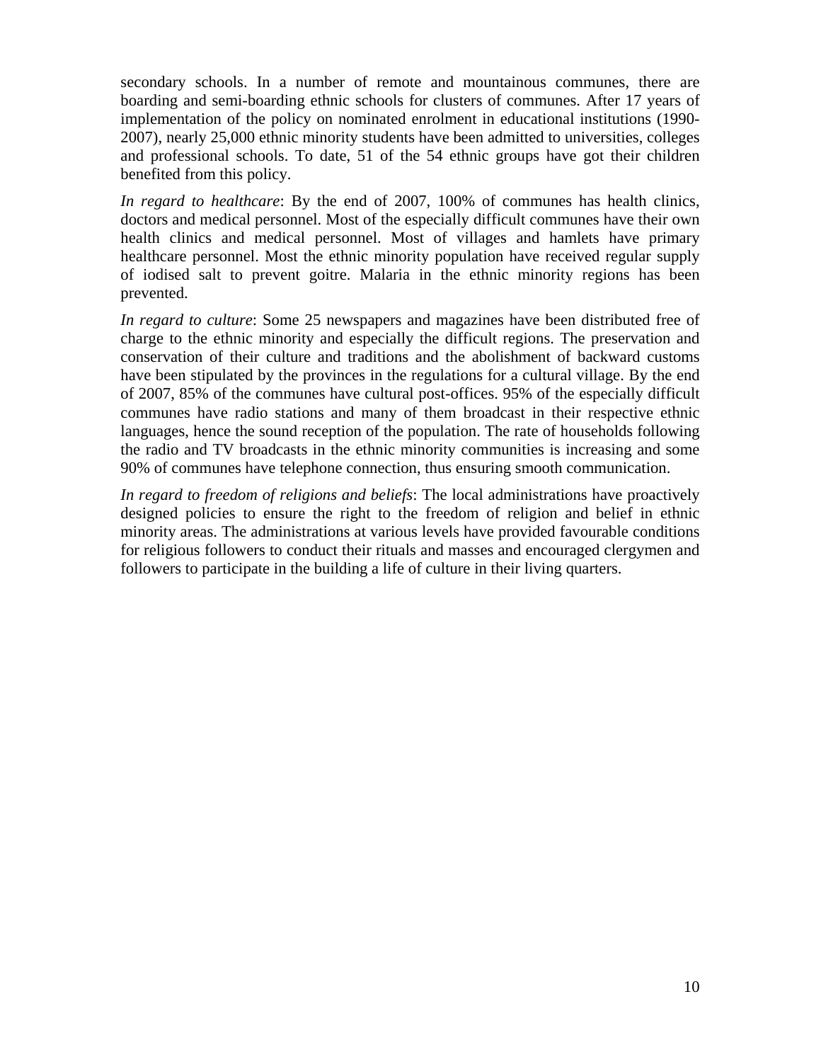secondary schools. In a number of remote and mountainous communes, there are boarding and semi-boarding ethnic schools for clusters of communes. After 17 years of implementation of the policy on nominated enrolment in educational institutions (1990-2007), nearly 25,000 ethnic minority students have been admitted to universities, colleges and professional schools. To date, 51 of the 54 ethnic groups have got their children benefited from this policy.

*In regard to healthcare*: By the end of 2007, 100% of communes has health clinics, doctors and medical personnel. Most of the especially difficult communes have their own health clinics and medical personnel. Most of villages and hamlets have primary healthcare personnel. Most the ethnic minority population have received regular supply of iodised salt to prevent goitre. Malaria in the ethnic minority regions has been prevented.

*In regard to culture*: Some 25 newspapers and magazines have been distributed free of charge to the ethnic minority and especially the difficult regions. The preservation and conservation of their culture and traditions and the abolishment of backward customs have been stipulated by the provinces in the regulations for a cultural village. By the end of 2007, 85% of the communes have cultural post-offices. 95% of the especially difficult communes have radio stations and many of them broadcast in their respective ethnic languages, hence the sound reception of the population. The rate of households following the radio and TV broadcasts in the ethnic minority communities is increasing and some 90% of communes have telephone connection, thus ensuring smooth communication.

*In regard to freedom of religions and beliefs*: The local administrations have proactively designed policies to ensure the right to the freedom of religion and belief in ethnic minority areas. The administrations at various levels have provided favourable conditions for religious followers to conduct their rituals and masses and encouraged clergymen and followers to participate in the building a life of culture in their living quarters.